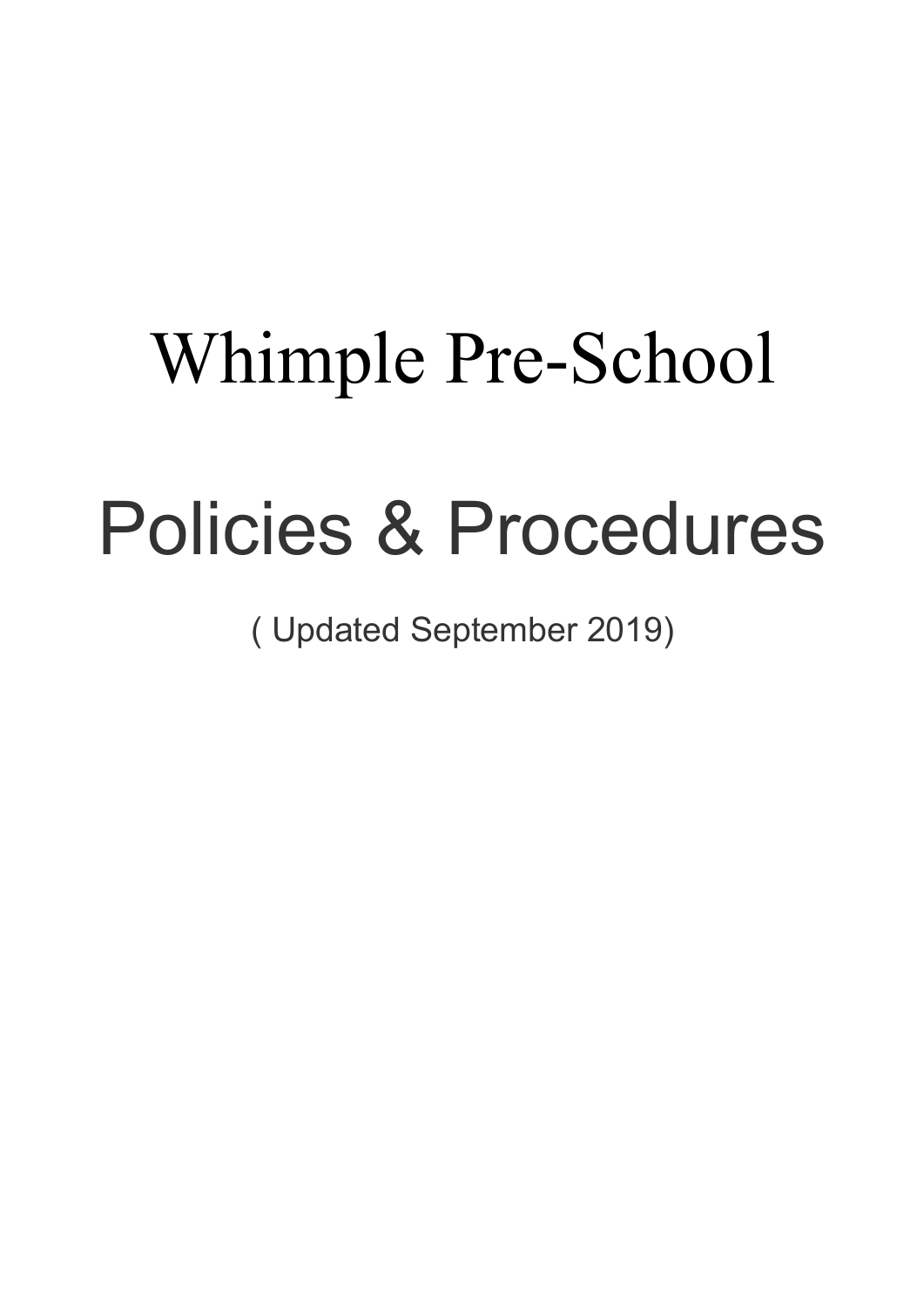# Whimple Pre-School

# Policies & Procedures

( Updated September 2019)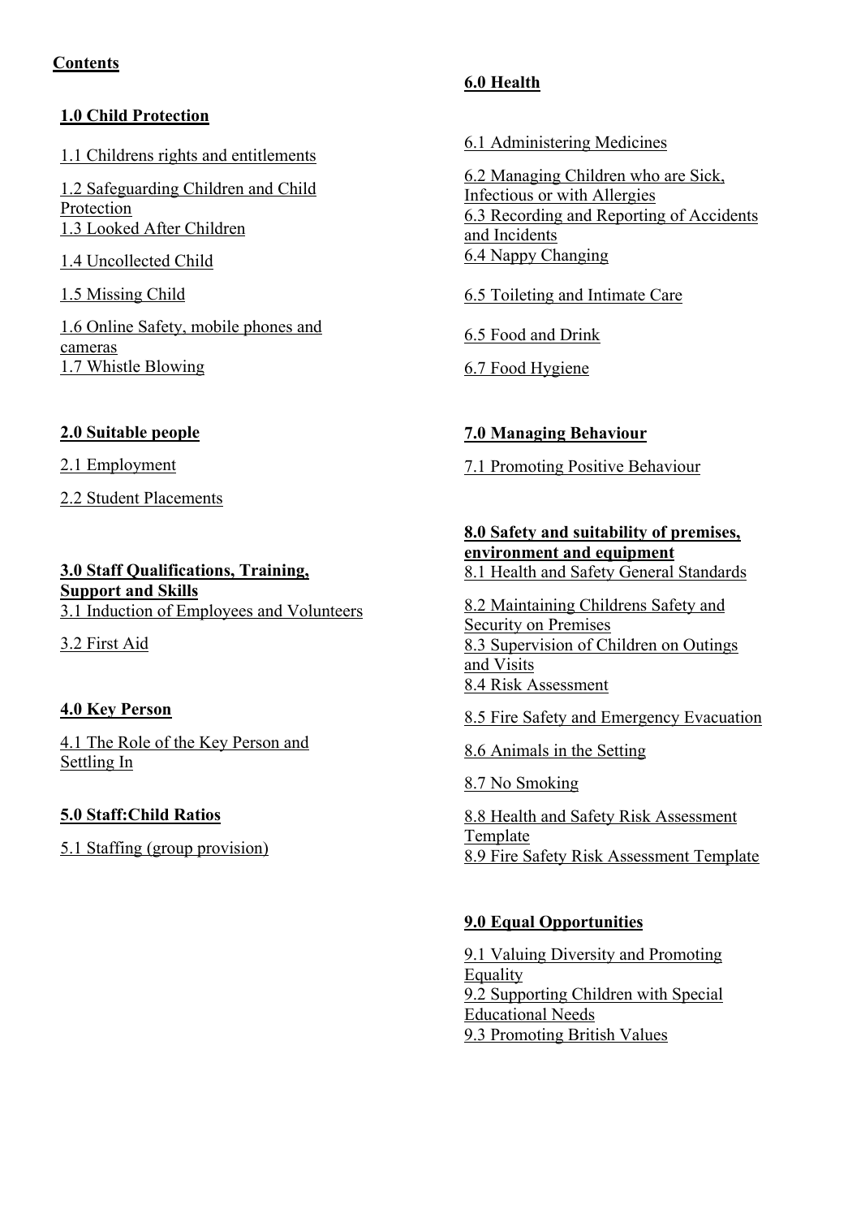**Contents**

**1.0 Child Protection**

1.1 Childrens rights and entitlements

1.2 Safeguarding Children and Child Protection

1.3 Looked After Children

1.4 Uncollected Child

1.5 Missing Child

1.6 Online Safety, mobile phones and cameras

1.7 Whistle Blowing

**2.0 Suitable people**

2.1 Employment

2.2 Student Placements

**3.0 Staff Qualifications, Training, Support and Skills**

3.1 Induction of Employees and Volunteers

3.2 First Aid

**4.0 Key Person**

4.1 The Role of the Key Person and Settling In

**5.0 Staff:Child Ratios**

5.1 Staffing (group provision)

**6.0 Health**

6.1 Administering Medicines

6.2 Managing Children who are Sick, Infectious or with Allergies

6.3 Recording and Reporting of Accidents and Incidents

6.4 Nappy Changing

6.5 Toileting and Intimate Care

6.5 Food and Drink

6.7 Food Hygiene

**7.0 Managing Behaviour**

7.1 Promoting Positive Behaviour

**8.0 Safety and suitability of premises, environment and equipment**

8.1 Health and Safety General Standards

8.2 Maintaining Childrens Safety and Security on Premises

8.3 Supervision of Children on Outings and Visits

8.4 Risk Assessment

8.5 Fire Safety and Emergency Evacuation

8.6 Animals in the Setting

8.7 No Smoking

8.8 Health and Safety Risk Assessment Template

8.9 Fire Safety Risk Assessment Template

**9.0 Equal Opportunities**

9.1 Valuing Diversity and Promoting Equality

9.2 Supporting Children with Special Educational Needs

9.3 Promoting British Values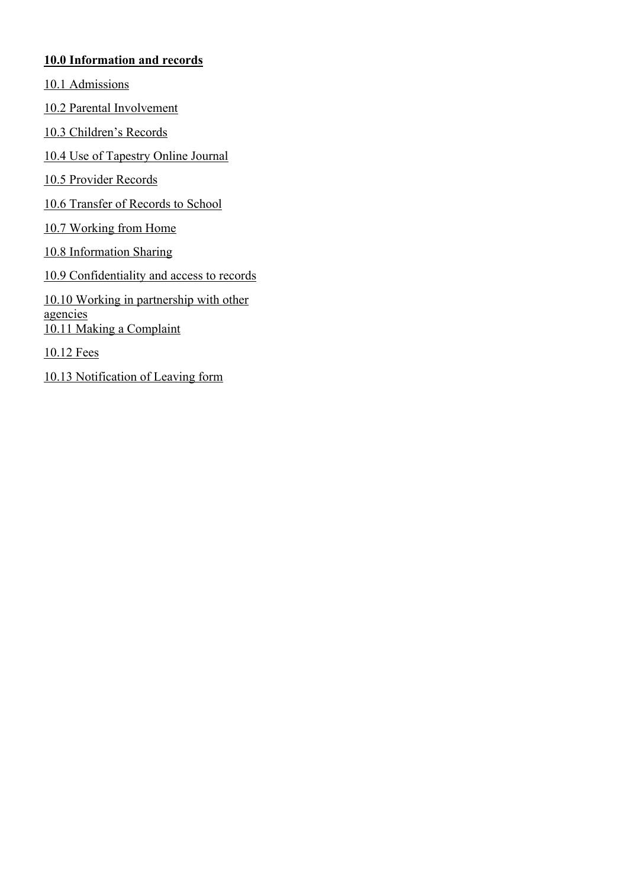**10.0 Information and records**

10.1 Admissions

10.2 Parental Involvement

10.3 Children's Records

10.4 Use of Tapestry Online Journal

10.5 Provider Records

10.6 Transfer of Records to School

10.7 Working from Home

10.8 Information Sharing

10.9 Confidentiality and access to records

10.10 Working in partnership with other agencies

10.11 Making a Complaint

10.12 Fees

10.13 Notification of Leaving form